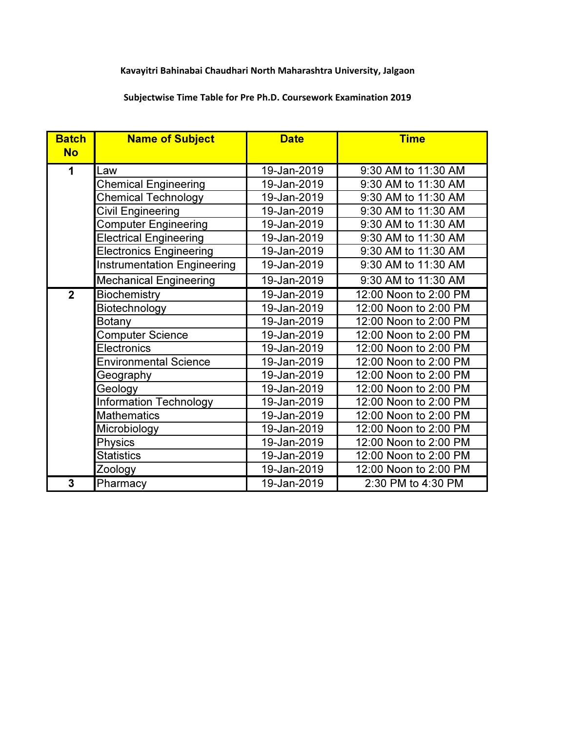**Kavayitri Bahinabai Chaudhari North Maharashtra University, Jalgaon**

**Subjectwise Time Table for Pre Ph.D. Coursework Examination 2019**

| Batch No | Name of Subject | Date | Time |
|---|---|---|---|
| 1 | Law | 19-Jan-2019 | 9:30 AM to 11:30 AM |
| | Chemical Engineering | 19-Jan-2019 | 9:30 AM to 11:30 AM |
| | Chemical Technology | 19-Jan-2019 | 9:30 AM to 11:30 AM |
| | Civil Engineering | 19-Jan-2019 | 9:30 AM to 11:30 AM |
| | Computer Engineering | 19-Jan-2019 | 9:30 AM to 11:30 AM |
| | Electrical Engineering | 19-Jan-2019 | 9:30 AM to 11:30 AM |
| | Electronics Engineering | 19-Jan-2019 | 9:30 AM to 11:30 AM |
| | Instrumentation Engineering | 19-Jan-2019 | 9:30 AM to 11:30 AM |
| | Mechanical Engineering | 19-Jan-2019 | 9:30 AM to 11:30 AM |
| 2 | Biochemistry | 19-Jan-2019 | 12:00 Noon to 2:00 PM |
| | Biotechnology | 19-Jan-2019 | 12:00 Noon to 2:00 PM |
| | Botany | 19-Jan-2019 | 12:00 Noon to 2:00 PM |
| | Computer Science | 19-Jan-2019 | 12:00 Noon to 2:00 PM |
| | Electronics | 19-Jan-2019 | 12:00 Noon to 2:00 PM |
| | Environmental Science | 19-Jan-2019 | 12:00 Noon to 2:00 PM |
| | Geography | 19-Jan-2019 | 12:00 Noon to 2:00 PM |
| | Geology | 19-Jan-2019 | 12:00 Noon to 2:00 PM |
| | Information Technology | 19-Jan-2019 | 12:00 Noon to 2:00 PM |
| | Mathematics | 19-Jan-2019 | 12:00 Noon to 2:00 PM |
| | Microbiology | 19-Jan-2019 | 12:00 Noon to 2:00 PM |
| | Physics | 19-Jan-2019 | 12:00 Noon to 2:00 PM |
| | Statistics | 19-Jan-2019 | 12:00 Noon to 2:00 PM |
| | Zoology | 19-Jan-2019 | 12:00 Noon to 2:00 PM |
| 3 | Pharmacy | 19-Jan-2019 | 2:30 PM to 4:30 PM |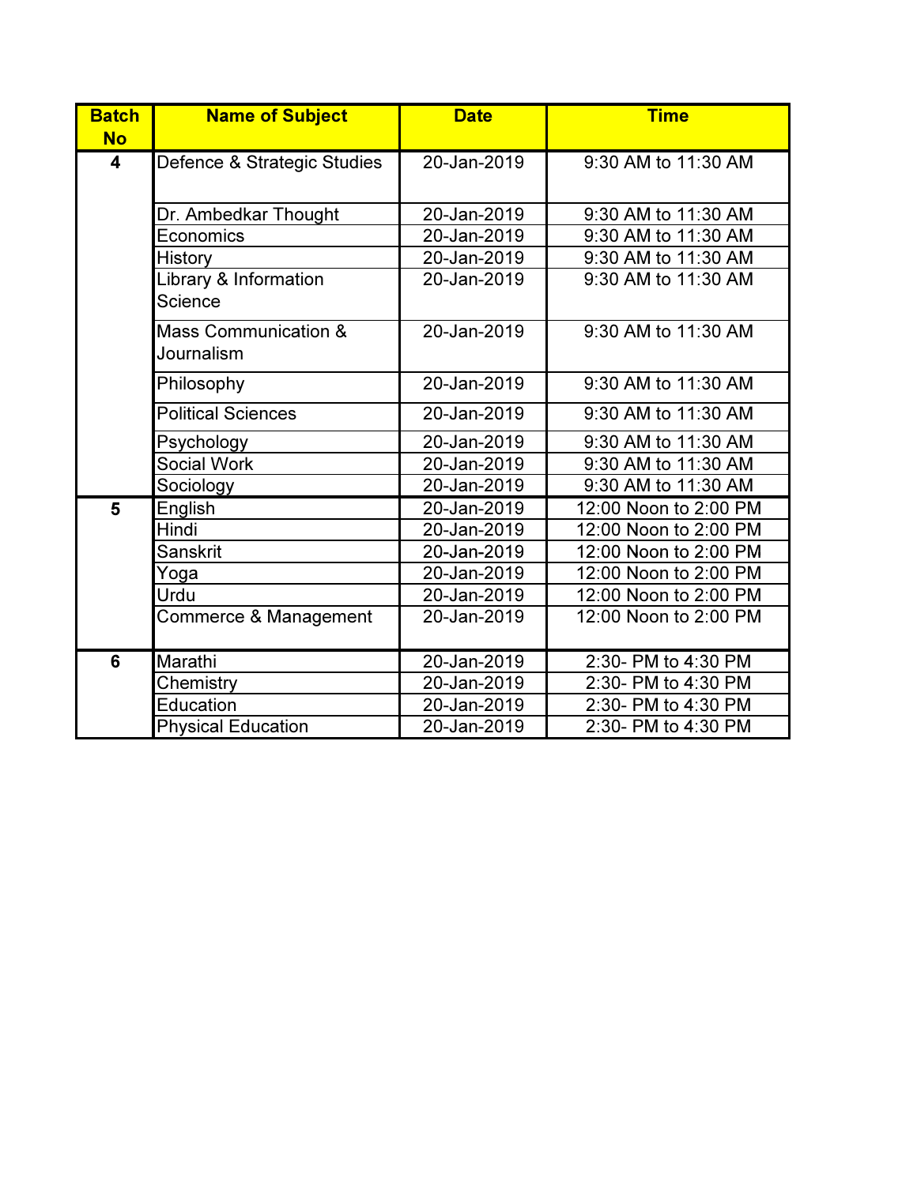| Batch No | Name of Subject | Date | Time |
| --- | --- | --- | --- |
| 4 | Defence & Strategic Studies | 20-Jan-2019 | 9:30 AM to 11:30 AM |
| | Dr. Ambedkar Thought | 20-Jan-2019 | 9:30 AM to 11:30 AM |
| | Economics | 20-Jan-2019 | 9:30 AM to 11:30 AM |
| | History | 20-Jan-2019 | 9:30 AM to 11:30 AM |
| | Library & Information Science | 20-Jan-2019 | 9:30 AM to 11:30 AM |
| | Mass Communication & Journalism | 20-Jan-2019 | 9:30 AM to 11:30 AM |
| | Philosophy | 20-Jan-2019 | 9:30 AM to 11:30 AM |
| | Political Sciences | 20-Jan-2019 | 9:30 AM to 11:30 AM |
| | Psychology | 20-Jan-2019 | 9:30 AM to 11:30 AM |
| | Social Work | 20-Jan-2019 | 9:30 AM to 11:30 AM |
| | Sociology | 20-Jan-2019 | 9:30 AM to 11:30 AM |
| 5 | English | 20-Jan-2019 | 12:00 Noon to 2:00 PM |
| | Hindi | 20-Jan-2019 | 12:00 Noon to 2:00 PM |
| | Sanskrit | 20-Jan-2019 | 12:00 Noon to 2:00 PM |
| | Yoga | 20-Jan-2019 | 12:00 Noon to 2:00 PM |
| | Urdu | 20-Jan-2019 | 12:00 Noon to 2:00 PM |
| | Commerce & Management | 20-Jan-2019 | 12:00 Noon to 2:00 PM |
| 6 | Marathi | 20-Jan-2019 | 2:30- PM to 4:30 PM |
| | Chemistry | 20-Jan-2019 | 2:30- PM to 4:30 PM |
| | Education | 20-Jan-2019 | 2:30- PM to 4:30 PM |
| | Physical Education | 20-Jan-2019 | 2:30- PM to 4:30 PM |